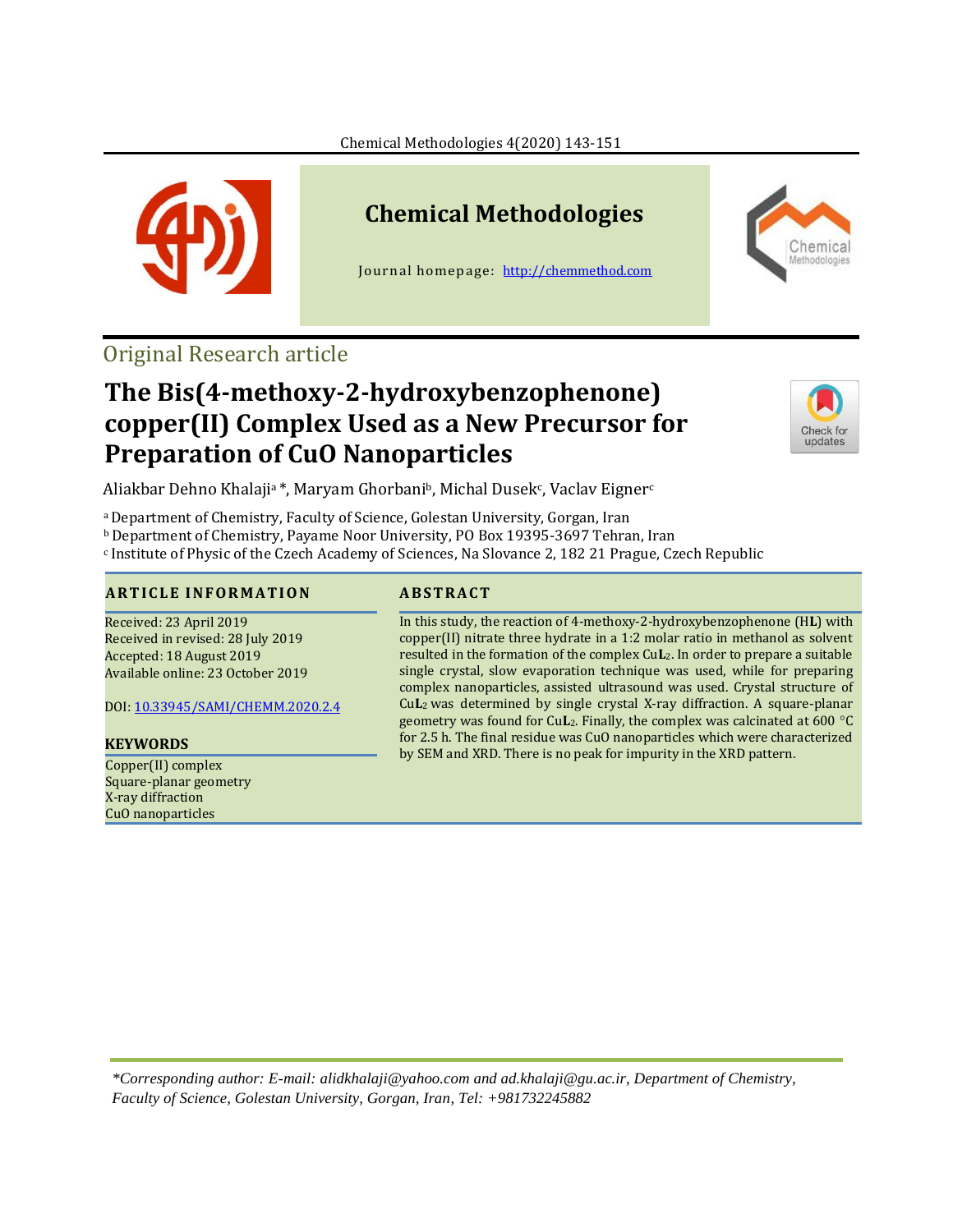Original Research article

# The Bis(4-methoxy-2-hydroxybenzophenone) copper(II) Complex Used as a New Precursor for Preparation of CuO Nanoparticles

Aliakbar Dehno Khalaji[a] *, Maryam Ghorbani[b], Michal Dusek[c], Vaclav Eigner[c]

[a] Department of Chemistry, Faculty of Science, Golestan University, Gorgan, Iran
[b] Department of Chemistry, Payame Noor University, PO Box 19395-3697 Tehran, Iran
[c] Institute of Physic of the Czech Academy of Sciences, Na Slovance 2, 182 21 Prague, Czech Republic

## ARTICLE INFORMATION

Received: 23 April 2019
Received in revised: 28 July 2019
Accepted: 18 August 2019
Available online: 23 October 2019

DOI: 10.33945/SAMI/CHEMM.2020.2.4

## KEYWORDS

Copper(II) complex
Square-planar geometry
X-ray diffraction
CuO nanoparticles

## ABSTRACT

In this study, the reaction of 4-methoxy-2-hydroxybenzophenone (H**L**) with copper(II) nitrate three hydrate in a 1:2 molar ratio in methanol as solvent resulted in the formation of the complex Cu**L**$_2$. In order to prepare a suitable single crystal, slow evaporation technique was used, while for preparing complex nanoparticles, assisted ultrasound was used. Crystal structure of Cu**L**$_2$ was determined by single crystal X-ray diffraction. A square-planar geometry was found for Cu**L**$_2$. Finally, the complex was calcinated at 600 °C for 2.5 h. The final residue was CuO nanoparticles which were characterized by SEM and XRD. There is no peak for impurity in the XRD pattern.

*Corresponding author: E-mail: alidkhalaji@yahoo.com and ad.khalaji@gu.ac.ir, Department of Chemistry, Faculty of Science, Golestan University, Gorgan, Iran, Tel: +981732245882*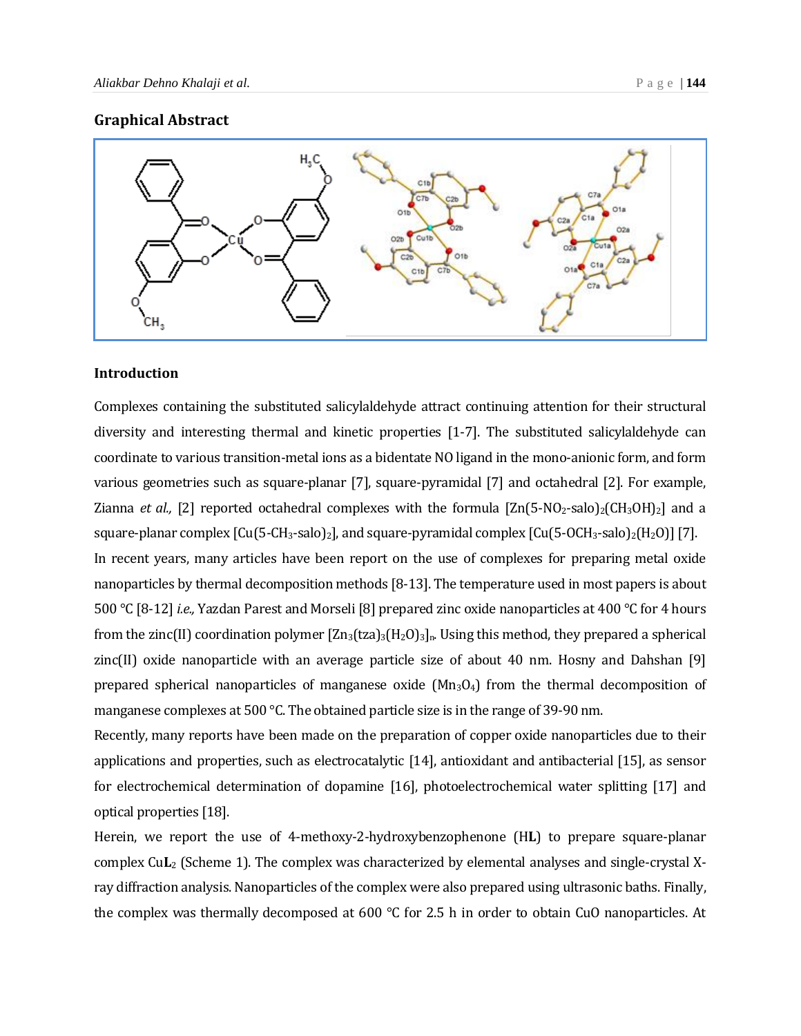## Graphical Abstract

## Introduction

Complexes containing the substituted salicylaldehyde attract continuing attention for their structural diversity and interesting thermal and kinetic properties [1-7]. The substituted salicylaldehyde can coordinate to various transition-metal ions as a bidentate NO ligand in the mono-anionic form, and form various geometries such as square-planar [7], square-pyramidal [7] and octahedral [2]. For example, Zianna *et al.,* [2] reported octahedral complexes with the formula [Zn(5-$NO_2$-salo)$_2$($CH_3OH$)$_2$] and a square-planar complex [Cu(5-$CH_3$-salo)$_2$], and square-pyramidal complex [Cu(5-$OCH_3$-salo)$_2$($H_2O$)] [7].

In recent years, many articles have been report on the use of complexes for preparing metal oxide nanoparticles by thermal decomposition methods [8-13]. The temperature used in most papers is about 500 °C [8-12] *i.e.,* Yazdan Parest and Morseli [8] prepared zinc oxide nanoparticles at 400 °C for 4 hours from the zinc(II) coordination polymer [$Zn_3$(tza)$_3$($H_2O$)$_3$]$_n$. Using this method, they prepared a spherical zinc(II) oxide nanoparticle with an average particle size of about 40 nm. Hosny and Dahshan [9] prepared spherical nanoparticles of manganese oxide ($Mn_3O_4$) from the thermal decomposition of manganese complexes at 500 °C. The obtained particle size is in the range of 39-90 nm.

Recently, many reports have been made on the preparation of copper oxide nanoparticles due to their applications and properties, such as electrocatalytic [14], antioxidant and antibacterial [15], as sensor for electrochemical determination of dopamine [16], photoelectrochemical water splitting [17] and optical properties [18].

Herein, we report the use of 4-methoxy-2-hydroxybenzophenone (H**L**) to prepare square-planar complex Cu**L**$_2$ (Scheme 1). The complex was characterized by elemental analyses and single-crystal X-ray diffraction analysis. Nanoparticles of the complex were also prepared using ultrasonic baths. Finally, the complex was thermally decomposed at 600 °C for 2.5 h in order to obtain CuO nanoparticles. At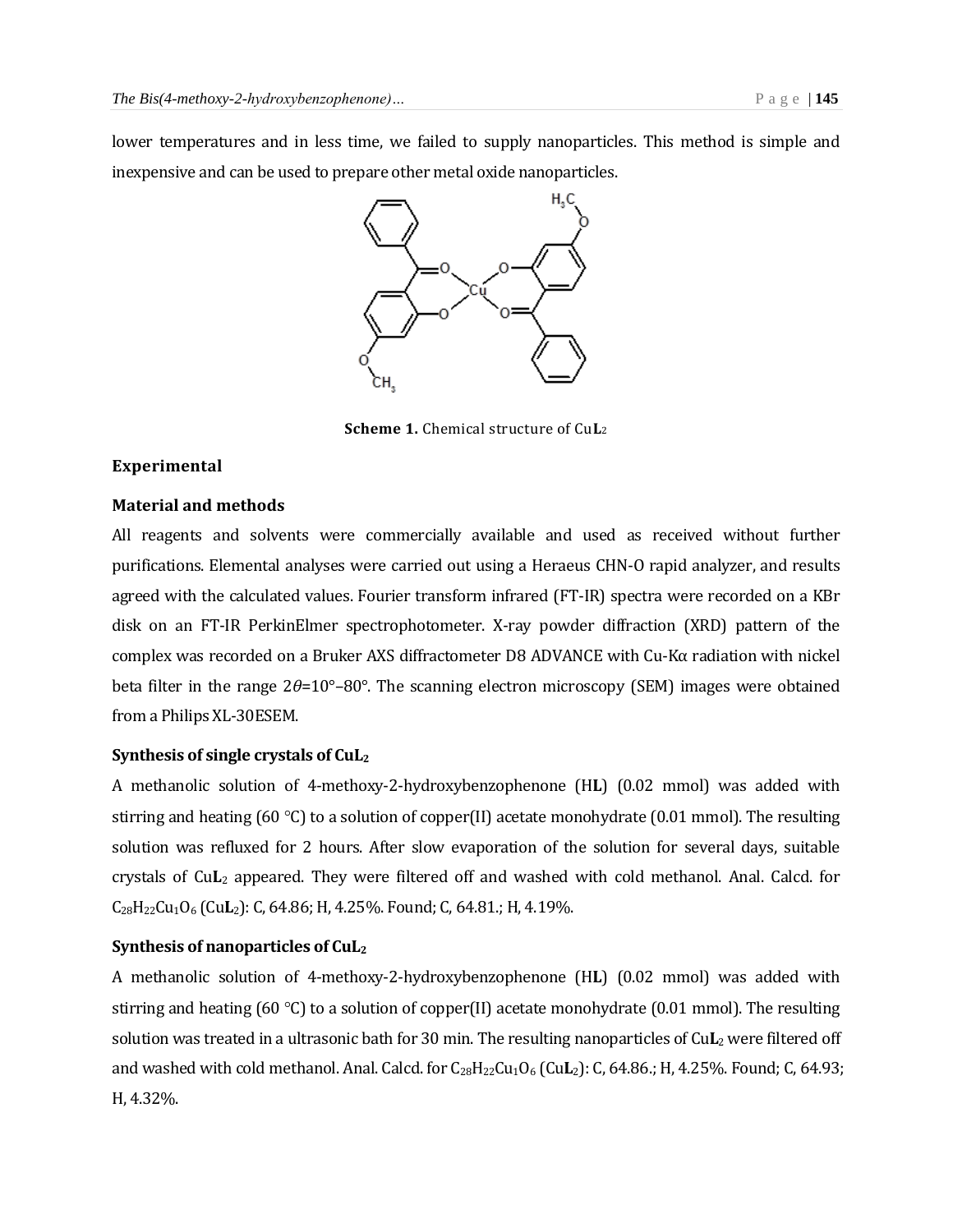lower temperatures and in less time, we failed to supply nanoparticles. This method is simple and inexpensive and can be used to prepare other metal oxide nanoparticles.

**Scheme 1.** Chemical structure of Cu**L**$_2$

## Experimental

### Material and methods

All reagents and solvents were commercially available and used as received without further purifications. Elemental analyses were carried out using a Heraeus CHN-O rapid analyzer, and results agreed with the calculated values. Fourier transform infrared (FT-IR) spectra were recorded on a KBr disk on an FT-IR PerkinElmer spectrophotometer. X-ray powder diffraction (XRD) pattern of the complex was recorded on a Bruker AXS diffractometer D8 ADVANCE with Cu-Kα radiation with nickel beta filter in the range $2\theta$=10°–80°. The scanning electron microscopy (SEM) images were obtained from a Philips XL-30ESEM.

### Synthesis of single crystals of CuL$_2$

A methanolic solution of 4-methoxy-2-hydroxybenzophenone (H**L**) (0.02 mmol) was added with stirring and heating (60 °C) to a solution of copper(II) acetate monohydrate (0.01 mmol). The resulting solution was refluxed for 2 hours. After slow evaporation of the solution for several days, suitable crystals of Cu**L**$_2$ appeared. They were filtered off and washed with cold methanol. Anal. Calcd. for $C_{28}H_{22}Cu_1O_6$ (Cu**L**$_2$): C, 64.86; H, 4.25%. Found; C, 64.81.; H, 4.19%.

### Synthesis of nanoparticles of CuL$_2$

A methanolic solution of 4-methoxy-2-hydroxybenzophenone (H**L**) (0.02 mmol) was added with stirring and heating (60 °C) to a solution of copper(II) acetate monohydrate (0.01 mmol). The resulting solution was treated in a ultrasonic bath for 30 min. The resulting nanoparticles of Cu**L**$_2$ were filtered off and washed with cold methanol. Anal. Calcd. for $C_{28}H_{22}Cu_1O_6$ (Cu**L**$_2$): C, 64.86.; H, 4.25%. Found; C, 64.93; H, 4.32%.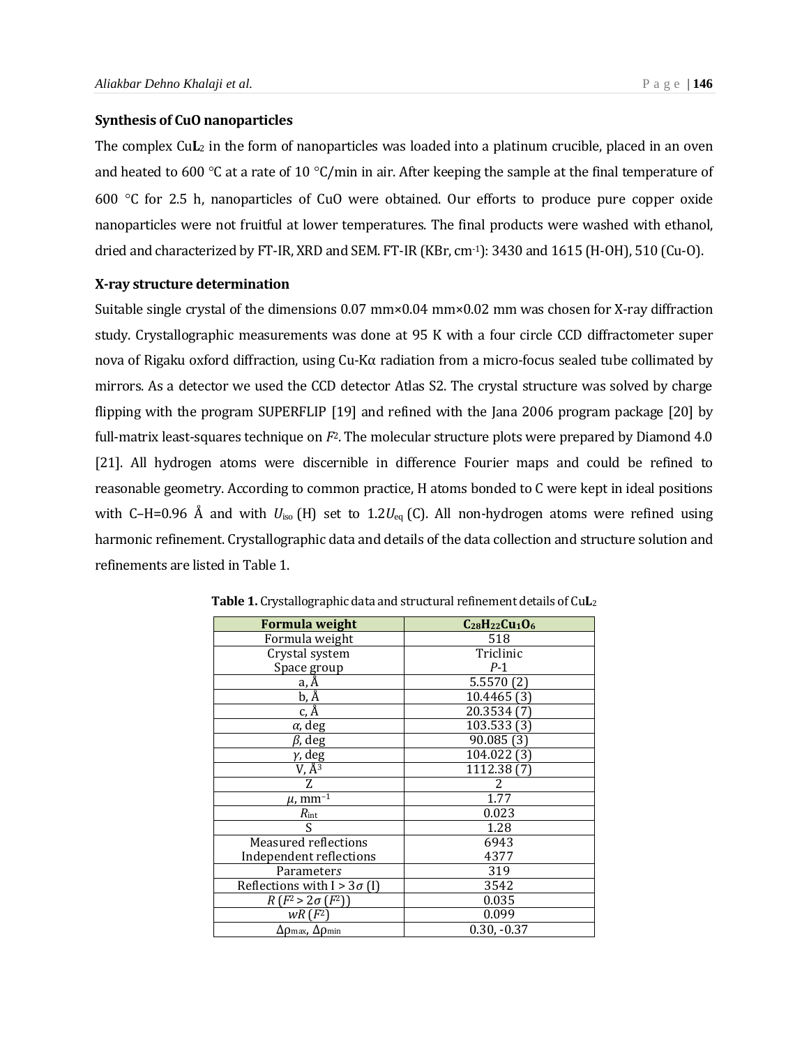### Synthesis of CuO nanoparticles

The complex Cu**L**$_2$ in the form of nanoparticles was loaded into a platinum crucible, placed in an oven and heated to 600 °C at a rate of 10 °C/min in air. After keeping the sample at the final temperature of 600 °C for 2.5 h, nanoparticles of CuO were obtained. Our efforts to produce pure copper oxide nanoparticles were not fruitful at lower temperatures. The final products were washed with ethanol, dried and characterized by FT-IR, XRD and SEM. FT-IR (KBr, cm$^{-1}$): 3430 and 1615 (H-OH), 510 (Cu-O).

### X-ray structure determination

Suitable single crystal of the dimensions 0.07 mm×0.04 mm×0.02 mm was chosen for X-ray diffraction study. Crystallographic measurements was done at 95 K with a four circle CCD diffractometer super nova of Rigaku oxford diffraction, using Cu-Kα radiation from a micro-focus sealed tube collimated by mirrors. As a detector we used the CCD detector Atlas S2. The crystal structure was solved by charge flipping with the program SUPERFLIP [19] and refined with the Jana 2006 program package [20] by full-matrix least-squares technique on $F^2$. The molecular structure plots were prepared by Diamond 4.0 [21]. All hydrogen atoms were discernible in difference Fourier maps and could be refined to reasonable geometry. According to common practice, H atoms bonded to C were kept in ideal positions with C–H=0.96 Å and with $U_{iso}$ (H) set to 1.2$U_{eq}$ (C). All non-hydrogen atoms were refined using harmonic refinement. Crystallographic data and details of the data collection and structure solution and refinements are listed in Table 1.

**Table 1.** Crystallographic data and structural refinement details of Cu**L**$_2$

| Formula weight | $C_{28}H_{22}Cu_1O_6$ |
|---|---|
| Formula weight | 518 |
| Crystal system<br>Space group | Triclinic<br>*P*-1 |
| a, Å | 5.5570 (2) |
| b, Å | 10.4465 (3) |
| c, Å | 20.3534 (7) |
| $\alpha$, deg | 103.533 (3) |
| $\beta$, deg | 90.085 (3) |
| $\gamma$, deg | 104.022 (3) |
| V, Å$^3$ | 1112.38 (7) |
| Z | 2 |
| $\mu$, mm$^{-1}$ | 1.77 |
| $R_{int}$ | 0.023 |
| S | 1.28 |
| Measured reflections<br>Independent reflections | 6943<br>4377 |
| Parameters | 319 |
| Reflections with I > 3$\sigma$ (I) | 3542 |
| $R$ ($F^2 > 2\sigma$ ($F^2$)) | 0.035 |
| $wR$ ($F^2$) | 0.099 |
| $\Delta\rho_{max}$, $\Delta\rho_{min}$ | 0.30, -0.37 |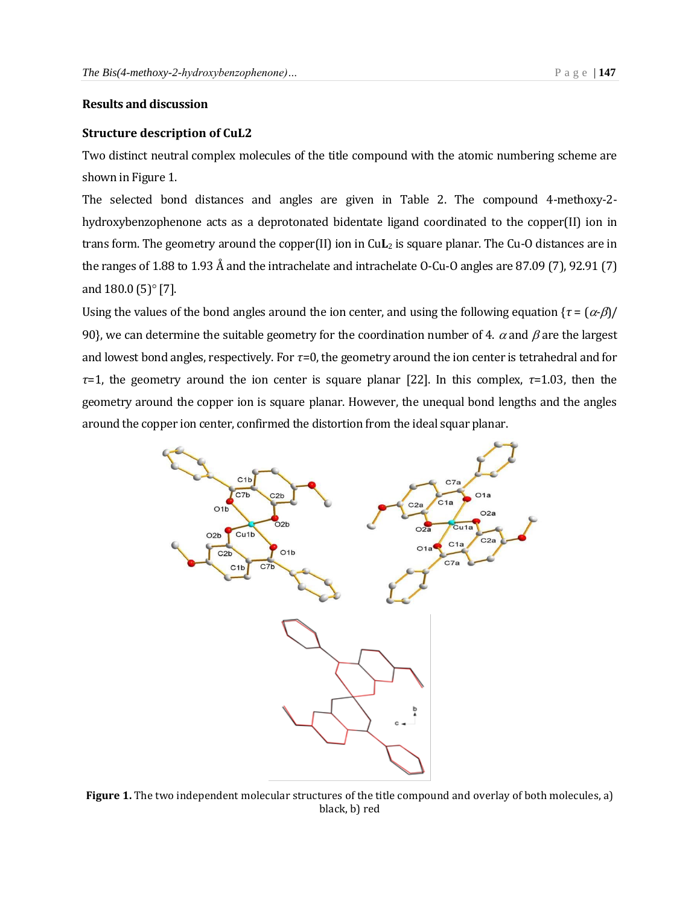**Results and discussion**

**Structure description of CuL2**

Two distinct neutral complex molecules of the title compound with the atomic numbering scheme are shown in Figure 1.

The selected bond distances and angles are given in Table 2. The compound 4-methoxy-2-hydroxybenzophenone acts as a deprotonated bidentate ligand coordinated to the copper(II) ion in trans form. The geometry around the copper(II) ion in Cu$\mathbf{L}_2$ is square planar. The Cu-O distances are in the ranges of 1.88 to 1.93 Å and the intrachelate and intrachelate O-Cu-O angles are 87.09 (7), 92.91 (7) and 180.0 (5)° [7].

Using the values of the bond angles around the ion center, and using the following equation {$\tau = (\alpha - \beta)/90$}, we can determine the suitable geometry for the coordination number of 4. $\alpha$ and $\beta$ are the largest and lowest bond angles, respectively. For $\tau$=0, the geometry around the ion center is tetrahedral and for $\tau$=1, the geometry around the ion center is square planar [22]. In this complex, $\tau$=1.03, then the geometry around the copper ion is square planar. However, the unequal bond lengths and the angles around the copper ion center, confirmed the distortion from the ideal squar planar.

**Figure 1.** The two independent molecular structures of the title compound and overlay of both molecules, a) black, b) red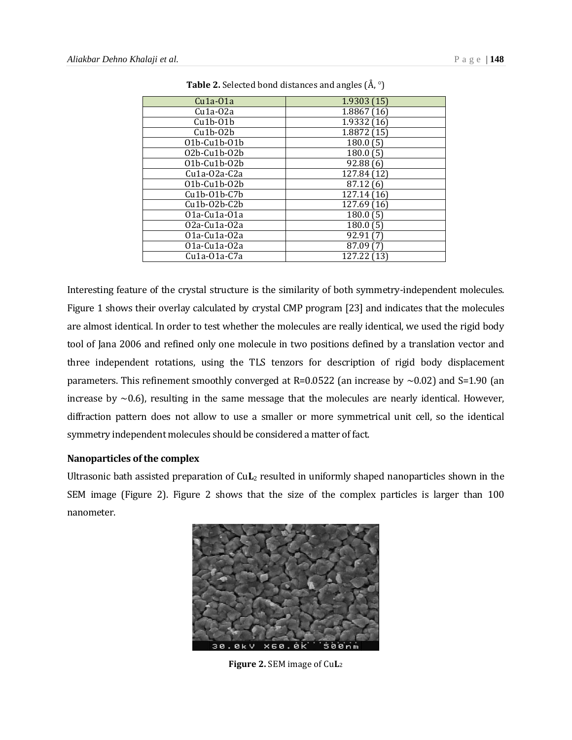**Table 2.** Selected bond distances and angles (Å, °)

| Cu1a-O1a | 1.9303 (15) |
|---|---|
| Cu1a-O2a | 1.8867 (16) |
| Cu1b-O1b | 1.9332 (16) |
| Cu1b-O2b | 1.8872 (15) |
| O1b-Cu1b-O1b | 180.0 (5) |
| O2b-Cu1b-O2b | 180.0 (5) |
| O1b-Cu1b-O2b | 92.88 (6) |
| Cu1a-O2a-C2a | 127.84 (12) |
| O1b-Cu1b-O2b | 87.12 (6) |
| Cu1b-O1b-C7b | 127.14 (16) |
| Cu1b-O2b-C2b | 127.69 (16) |
| O1a-Cu1a-O1a | 180.0 (5) |
| O2a-Cu1a-O2a | 180.0 (5) |
| O1a-Cu1a-O2a | 92.91 (7) |
| O1a-Cu1a-O2a | 87.09 (7) |
| Cu1a-O1a-C7a | 127.22 (13) |

Interesting feature of the crystal structure is the similarity of both symmetry-independent molecules. Figure 1 shows their overlay calculated by crystal CMP program [23] and indicates that the molecules are almost identical. In order to test whether the molecules are really identical, we used the rigid body tool of Jana 2006 and refined only one molecule in two positions defined by a translation vector and three independent rotations, using the TLS tenzors for description of rigid body displacement parameters. This refinement smoothly converged at R=0.0522 (an increase by ~0.02) and S=1.90 (an increase by ~0.6), resulting in the same message that the molecules are nearly identical. However, diffraction pattern does not allow to use a smaller or more symmetrical unit cell, so the identical symmetry independent molecules should be considered a matter of fact.

**Nanoparticles of the complex**

Ultrasonic bath assisted preparation of Cu**L**$_2$ resulted in uniformly shaped nanoparticles shown in the SEM image (Figure 2). Figure 2 shows that the size of the complex particles is larger than 100 nanometer.

**Figure 2.** SEM image of Cu**L**$_2$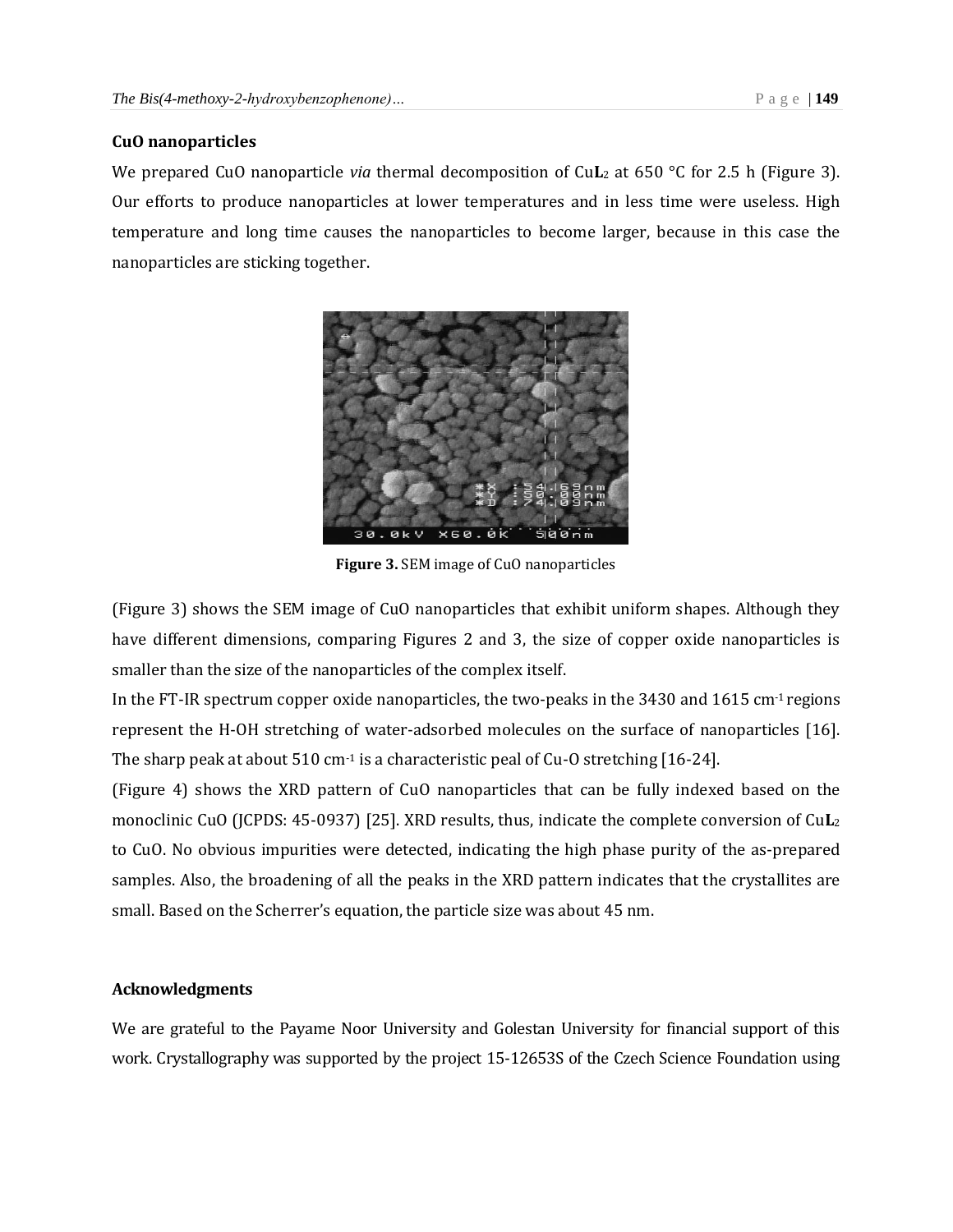### CuO nanoparticles

We prepared CuO nanoparticle *via* thermal decomposition of Cu**L**$_2$ at 650 °C for 2.5 h (Figure 3). Our efforts to produce nanoparticles at lower temperatures and in less time were useless. High temperature and long time causes the nanoparticles to become larger, because in this case the nanoparticles are sticking together.

**Figure 3.** SEM image of CuO nanoparticles

(Figure 3) shows the SEM image of CuO nanoparticles that exhibit uniform shapes. Although they have different dimensions, comparing Figures 2 and 3, the size of copper oxide nanoparticles is smaller than the size of the nanoparticles of the complex itself.

In the FT-IR spectrum copper oxide nanoparticles, the two-peaks in the 3430 and 1615 cm$^{-1}$ regions represent the H-OH stretching of water-adsorbed molecules on the surface of nanoparticles [16]. The sharp peak at about 510 cm$^{-1}$ is a characteristic peal of Cu-O stretching [16-24].

(Figure 4) shows the XRD pattern of CuO nanoparticles that can be fully indexed based on the monoclinic CuO (JCPDS: 45-0937) [25]. XRD results, thus, indicate the complete conversion of Cu**L**$_2$ to CuO. No obvious impurities were detected, indicating the high phase purity of the as-prepared samples. Also, the broadening of all the peaks in the XRD pattern indicates that the crystallites are small. Based on the Scherrer's equation, the particle size was about 45 nm.

### Acknowledgments

We are grateful to the Payame Noor University and Golestan University for financial support of this work. Crystallography was supported by the project 15-12653S of the Czech Science Foundation using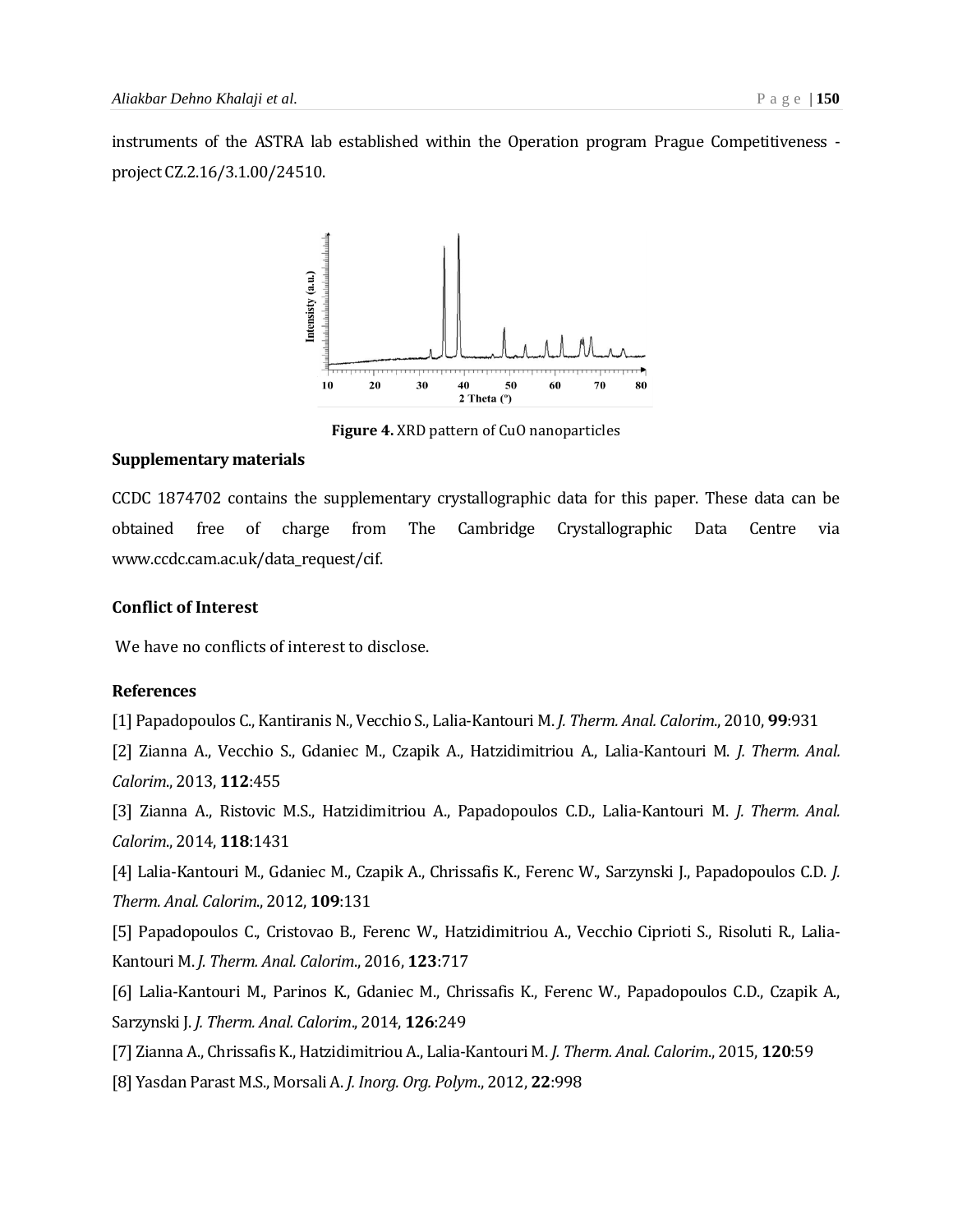instruments of the ASTRA lab established within the Operation program Prague Competitiveness - project CZ.2.16/3.1.00/24510.

**Figure 4.** XRD pattern of CuO nanoparticles

**Supplementary materials**

CCDC 1874702 contains the supplementary crystallographic data for this paper. These data can be obtained free of charge from The Cambridge Crystallographic Data Centre via www.ccdc.cam.ac.uk/data_request/cif.

**Conflict of Interest**

We have no conflicts of interest to disclose.

**References**

[1] Papadopoulos C., Kantiranis N., Vecchio S., Lalia-Kantouri M. *J. Therm. Anal. Calorim.*, 2010, **99**:931

[2] Zianna A., Vecchio S., Gdaniec M., Czapik A., Hatzidimitriou A., Lalia-Kantouri M. *J. Therm. Anal. Calorim.*, 2013, **112**:455

[3] Zianna A., Ristovic M.S., Hatzidimitriou A., Papadopoulos C.D., Lalia-Kantouri M. *J. Therm. Anal. Calorim.*, 2014, **118**:1431

[4] Lalia-Kantouri M., Gdaniec M., Czapik A., Chrissafis K., Ferenc W., Sarzynski J., Papadopoulos C.D. *J. Therm. Anal. Calorim.*, 2012, **109**:131

[5] Papadopoulos C., Cristovao B., Ferenc W., Hatzidimitriou A., Vecchio Ciprioti S., Risoluti R., Lalia-Kantouri M. *J. Therm. Anal. Calorim.*, 2016, **123**:717

[6] Lalia-Kantouri M., Parinos K., Gdaniec M., Chrissafis K., Ferenc W., Papadopoulos C.D., Czapik A., Sarzynski J. *J. Therm. Anal. Calorim.*, 2014, **126**:249

[7] Zianna A., Chrissafis K., Hatzidimitriou A., Lalia-Kantouri M. *J. Therm. Anal. Calorim.*, 2015, **120**:59

[8] Yasdan Parast M.S., Morsali A. *J. Inorg. Org. Polym.*, 2012, **22**:998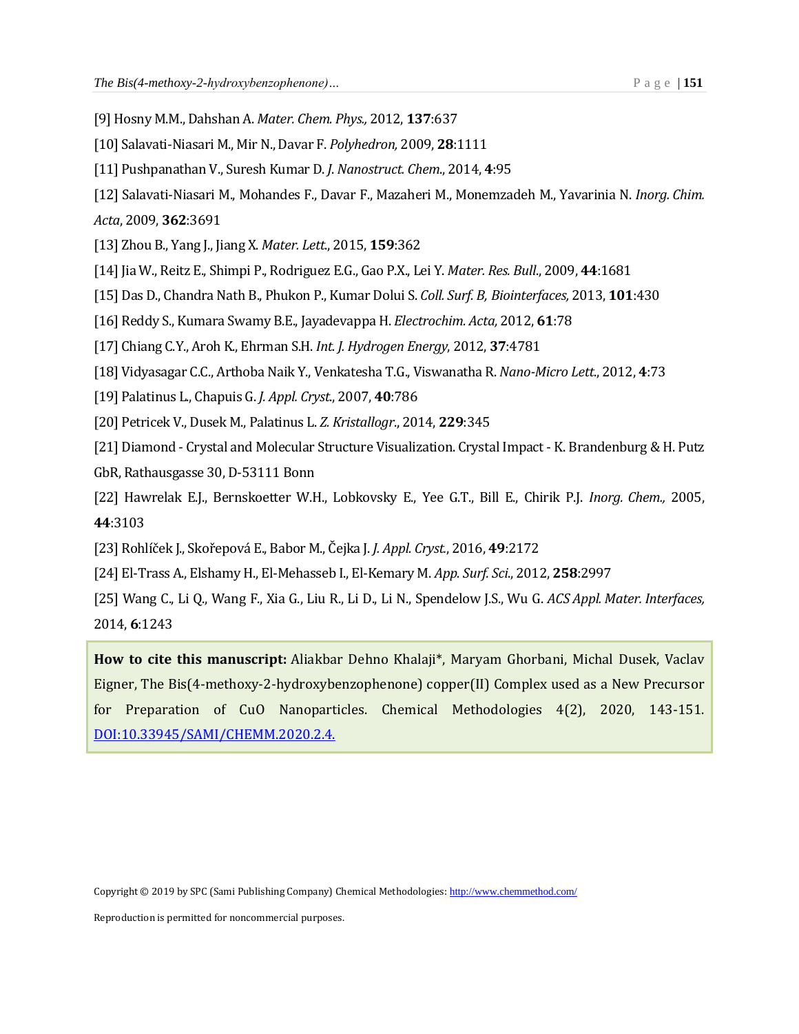[9] Hosny M.M., Dahshan A. *Mater. Chem. Phys.,* 2012, **137**:637

[10] Salavati-Niasari M., Mir N., Davar F. *Polyhedron,* 2009, **28**:1111

[11] Pushpanathan V., Suresh Kumar D. *J. Nanostruct. Chem*., 2014, **4**:95

[12] Salavati-Niasari M., Mohandes F., Davar F., Mazaheri M., Monemzadeh M., Yavarinia N. *Inorg. Chim. Acta*, 2009, **362**:3691

[13] Zhou B., Yang J., Jiang X. *Mater. Lett*., 2015, **159**:362

[14] Jia W., Reitz E., Shimpi P., Rodriguez E.G., Gao P.X., Lei Y. *Mater. Res. Bull*., 2009, **44**:1681

[15] Das D., Chandra Nath B., Phukon P., Kumar Dolui S. *Coll. Surf. B, Biointerfaces,* 2013, **101**:430

[16] Reddy S., Kumara Swamy B.E., Jayadevappa H. *Electrochim. Acta,* 2012, **61**:78

[17] Chiang C.Y., Aroh K., Ehrman S.H. *Int. J. Hydrogen Energy*, 2012, **37**:4781

[18] Vidyasagar C.C., Arthoba Naik Y., Venkatesha T.G., Viswanatha R. *Nano-Micro Lett*., 2012, **4**:73

[19] Palatinus L., Chapuis G. *J. Appl. Cryst*., 2007, **40**:786

[20] Petricek V., Dusek M., Palatinus L. *Z. Kristallogr*., 2014, **229**:345

[21] Diamond - Crystal and Molecular Structure Visualization. Crystal Impact - K. Brandenburg & H. Putz GbR, Rathausgasse 30, D-53111 Bonn

[22] Hawrelak E.J., Bernskoetter W.H., Lobkovsky E., Yee G.T., Bill E., Chirik P.J. *Inorg. Chem.,* 2005, **44**:3103

[23] Rohlíček J., Skořepová E., Babor M., Čejka J. *J. Appl. Cryst*., 2016, **49**:2172

[24] El-Trass A., Elshamy H., El-Mehasseb I., El-Kemary M. *App. Surf. Sci*., 2012, **258**:2997

[25] Wang C., Li Q., Wang F., Xia G., Liu R., Li D., Li N., Spendelow J.S., Wu G. *ACS Appl. Mater. Interfaces,* 2014, **6**:1243

**How to cite this manuscript:** Aliakbar Dehno Khalaji*, Maryam Ghorbani, Michal Dusek, Vaclav Eigner, The Bis(4-methoxy-2-hydroxybenzophenone) copper(II) Complex used as a New Precursor for Preparation of CuO Nanoparticles. Chemical Methodologies 4(2), 2020, 143-151. DOI:10.33945/SAMI/CHEMM.2020.2.4.

Copyright © 2019 by SPC (Sami Publishing Company) Chemical Methodologies: http://www.chemmethod.com/

Reproduction is permitted for noncommercial purposes.